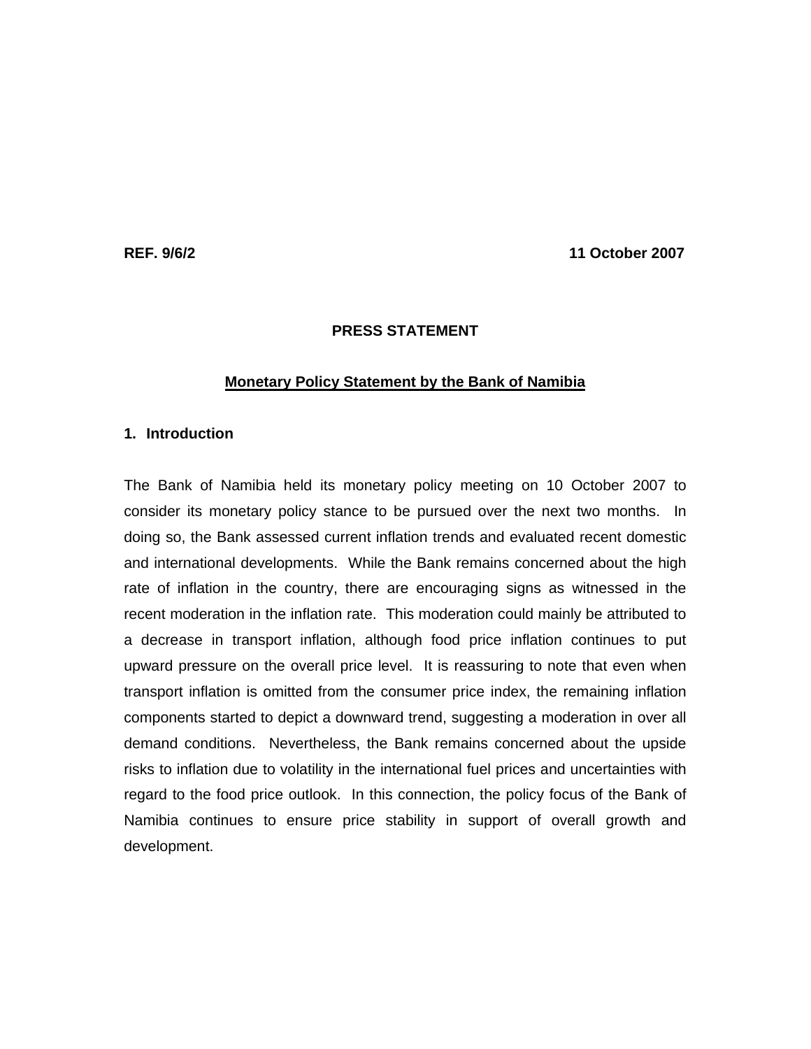**REF. 9/6/2** **11 October 2007**

**PRESS STATEMENT**

**Monetary Policy Statement by the Bank of Namibia**

## 1. Introduction

The Bank of Namibia held its monetary policy meeting on 10 October 2007 to consider its monetary policy stance to be pursued over the next two months. In doing so, the Bank assessed current inflation trends and evaluated recent domestic and international developments. While the Bank remains concerned about the high rate of inflation in the country, there are encouraging signs as witnessed in the recent moderation in the inflation rate. This moderation could mainly be attributed to a decrease in transport inflation, although food price inflation continues to put upward pressure on the overall price level. It is reassuring to note that even when transport inflation is omitted from the consumer price index, the remaining inflation components started to depict a downward trend, suggesting a moderation in over all demand conditions. Nevertheless, the Bank remains concerned about the upside risks to inflation due to volatility in the international fuel prices and uncertainties with regard to the food price outlook. In this connection, the policy focus of the Bank of Namibia continues to ensure price stability in support of overall growth and development.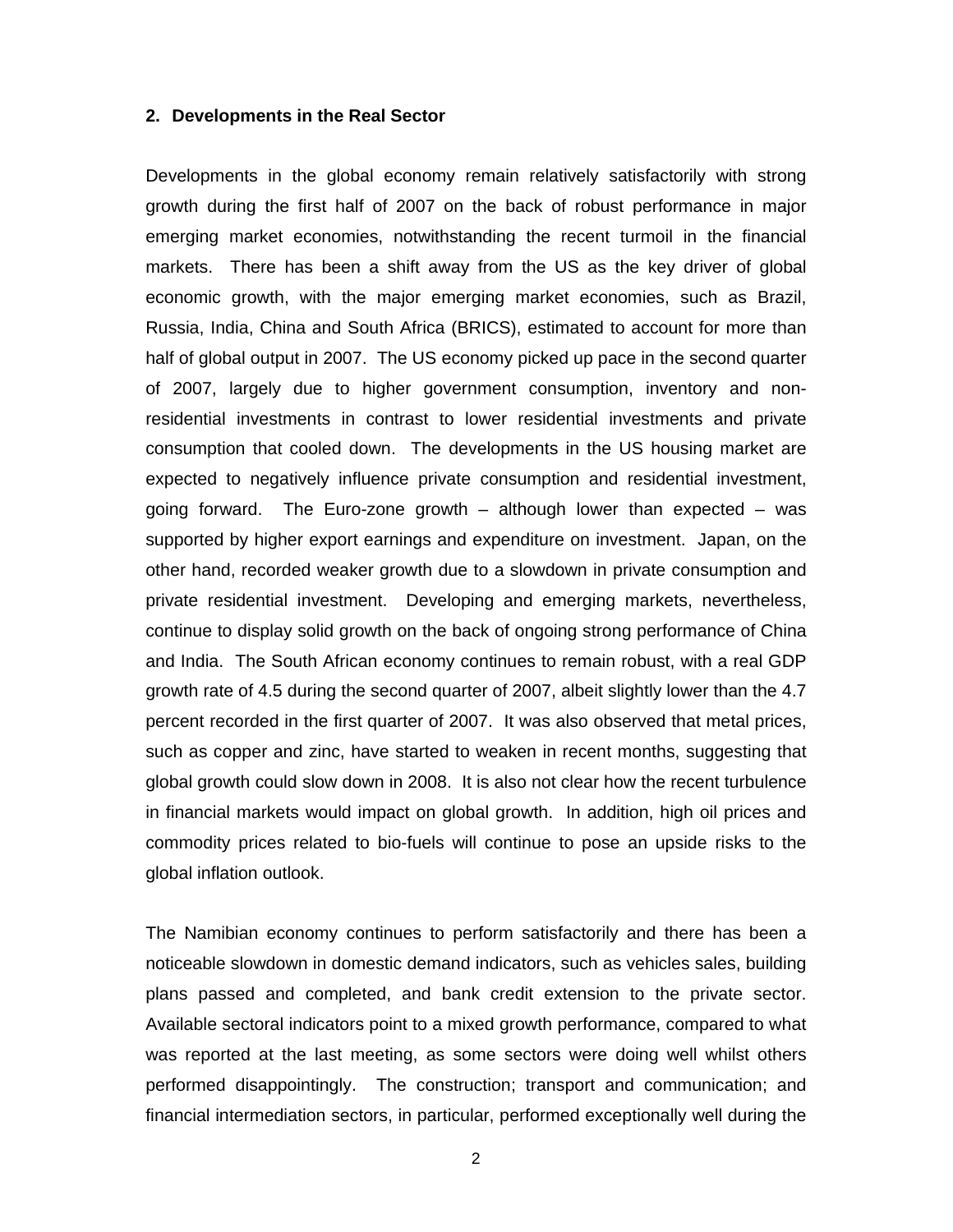## 2. Developments in the Real Sector

Developments in the global economy remain relatively satisfactorily with strong growth during the first half of 2007 on the back of robust performance in major emerging market economies, notwithstanding the recent turmoil in the financial markets. There has been a shift away from the US as the key driver of global economic growth, with the major emerging market economies, such as Brazil, Russia, India, China and South Africa (BRICS), estimated to account for more than half of global output in 2007. The US economy picked up pace in the second quarter of 2007, largely due to higher government consumption, inventory and non-residential investments in contrast to lower residential investments and private consumption that cooled down. The developments in the US housing market are expected to negatively influence private consumption and residential investment, going forward. The Euro-zone growth – although lower than expected – was supported by higher export earnings and expenditure on investment. Japan, on the other hand, recorded weaker growth due to a slowdown in private consumption and private residential investment. Developing and emerging markets, nevertheless, continue to display solid growth on the back of ongoing strong performance of China and India. The South African economy continues to remain robust, with a real GDP growth rate of 4.5 during the second quarter of 2007, albeit slightly lower than the 4.7 percent recorded in the first quarter of 2007. It was also observed that metal prices, such as copper and zinc, have started to weaken in recent months, suggesting that global growth could slow down in 2008. It is also not clear how the recent turbulence in financial markets would impact on global growth. In addition, high oil prices and commodity prices related to bio-fuels will continue to pose an upside risks to the global inflation outlook.

The Namibian economy continues to perform satisfactorily and there has been a noticeable slowdown in domestic demand indicators, such as vehicles sales, building plans passed and completed, and bank credit extension to the private sector. Available sectoral indicators point to a mixed growth performance, compared to what was reported at the last meeting, as some sectors were doing well whilst others performed disappointingly. The construction; transport and communication; and financial intermediation sectors, in particular, performed exceptionally well during the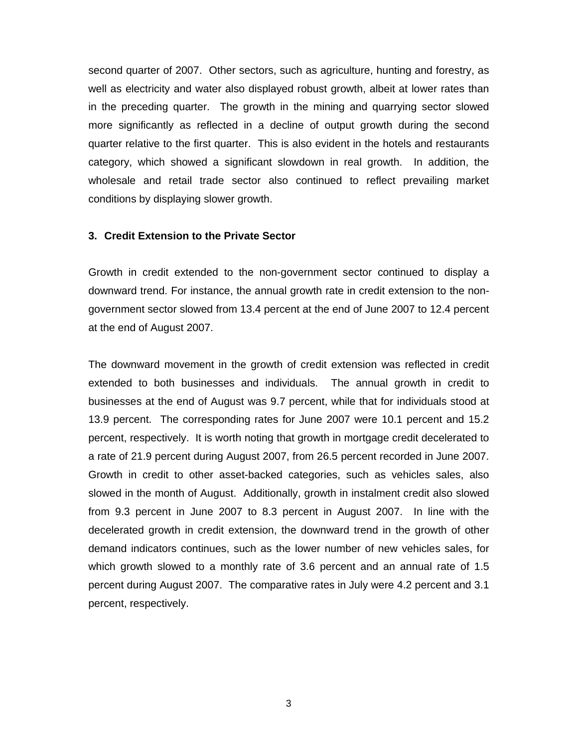second quarter of 2007. Other sectors, such as agriculture, hunting and forestry, as well as electricity and water also displayed robust growth, albeit at lower rates than in the preceding quarter. The growth in the mining and quarrying sector slowed more significantly as reflected in a decline of output growth during the second quarter relative to the first quarter. This is also evident in the hotels and restaurants category, which showed a significant slowdown in real growth. In addition, the wholesale and retail trade sector also continued to reflect prevailing market conditions by displaying slower growth.

### 3. Credit Extension to the Private Sector

Growth in credit extended to the non-government sector continued to display a downward trend. For instance, the annual growth rate in credit extension to the non-government sector slowed from 13.4 percent at the end of June 2007 to 12.4 percent at the end of August 2007.

The downward movement in the growth of credit extension was reflected in credit extended to both businesses and individuals. The annual growth in credit to businesses at the end of August was 9.7 percent, while that for individuals stood at 13.9 percent. The corresponding rates for June 2007 were 10.1 percent and 15.2 percent, respectively. It is worth noting that growth in mortgage credit decelerated to a rate of 21.9 percent during August 2007, from 26.5 percent recorded in June 2007. Growth in credit to other asset-backed categories, such as vehicles sales, also slowed in the month of August. Additionally, growth in instalment credit also slowed from 9.3 percent in June 2007 to 8.3 percent in August 2007. In line with the decelerated growth in credit extension, the downward trend in the growth of other demand indicators continues, such as the lower number of new vehicles sales, for which growth slowed to a monthly rate of 3.6 percent and an annual rate of 1.5 percent during August 2007. The comparative rates in July were 4.2 percent and 3.1 percent, respectively.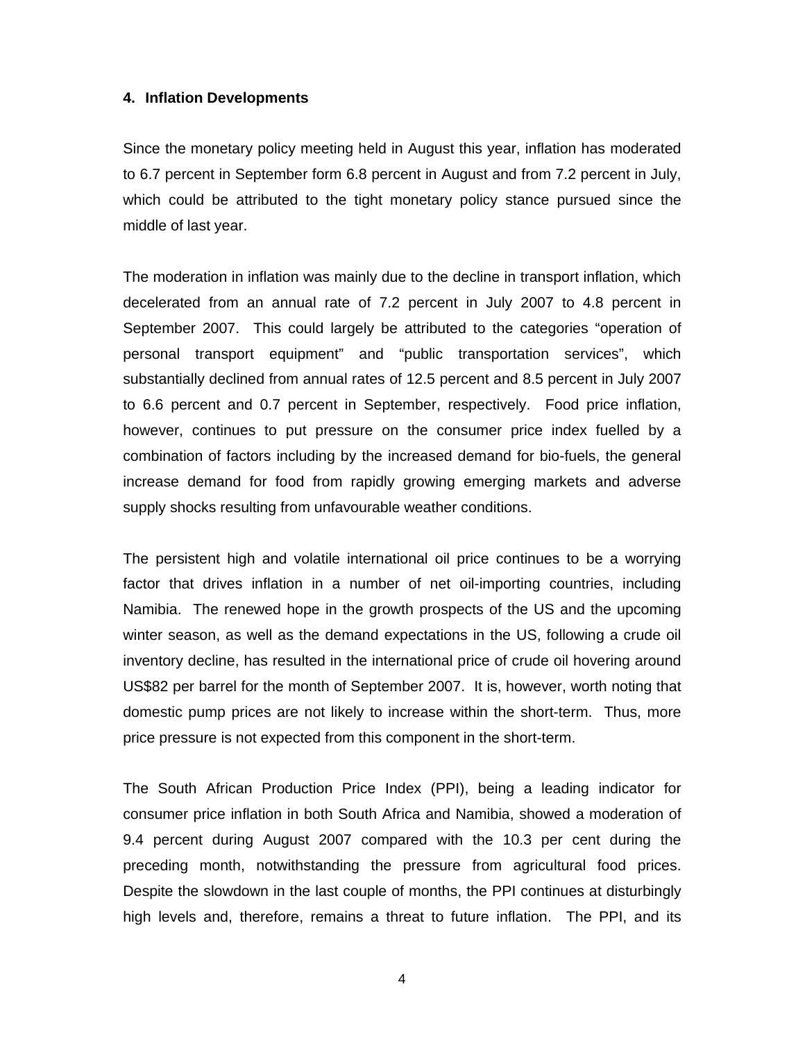## 4. Inflation Developments

Since the monetary policy meeting held in August this year, inflation has moderated to 6.7 percent in September form 6.8 percent in August and from 7.2 percent in July, which could be attributed to the tight monetary policy stance pursued since the middle of last year.

The moderation in inflation was mainly due to the decline in transport inflation, which decelerated from an annual rate of 7.2 percent in July 2007 to 4.8 percent in September 2007. This could largely be attributed to the categories "operation of personal transport equipment" and "public transportation services", which substantially declined from annual rates of 12.5 percent and 8.5 percent in July 2007 to 6.6 percent and 0.7 percent in September, respectively. Food price inflation, however, continues to put pressure on the consumer price index fuelled by a combination of factors including by the increased demand for bio-fuels, the general increase demand for food from rapidly growing emerging markets and adverse supply shocks resulting from unfavourable weather conditions.

The persistent high and volatile international oil price continues to be a worrying factor that drives inflation in a number of net oil-importing countries, including Namibia. The renewed hope in the growth prospects of the US and the upcoming winter season, as well as the demand expectations in the US, following a crude oil inventory decline, has resulted in the international price of crude oil hovering around US$82 per barrel for the month of September 2007. It is, however, worth noting that domestic pump prices are not likely to increase within the short-term. Thus, more price pressure is not expected from this component in the short-term.

The South African Production Price Index (PPI), being a leading indicator for consumer price inflation in both South Africa and Namibia, showed a moderation of 9.4 percent during August 2007 compared with the 10.3 per cent during the preceding month, notwithstanding the pressure from agricultural food prices. Despite the slowdown in the last couple of months, the PPI continues at disturbingly high levels and, therefore, remains a threat to future inflation. The PPI, and its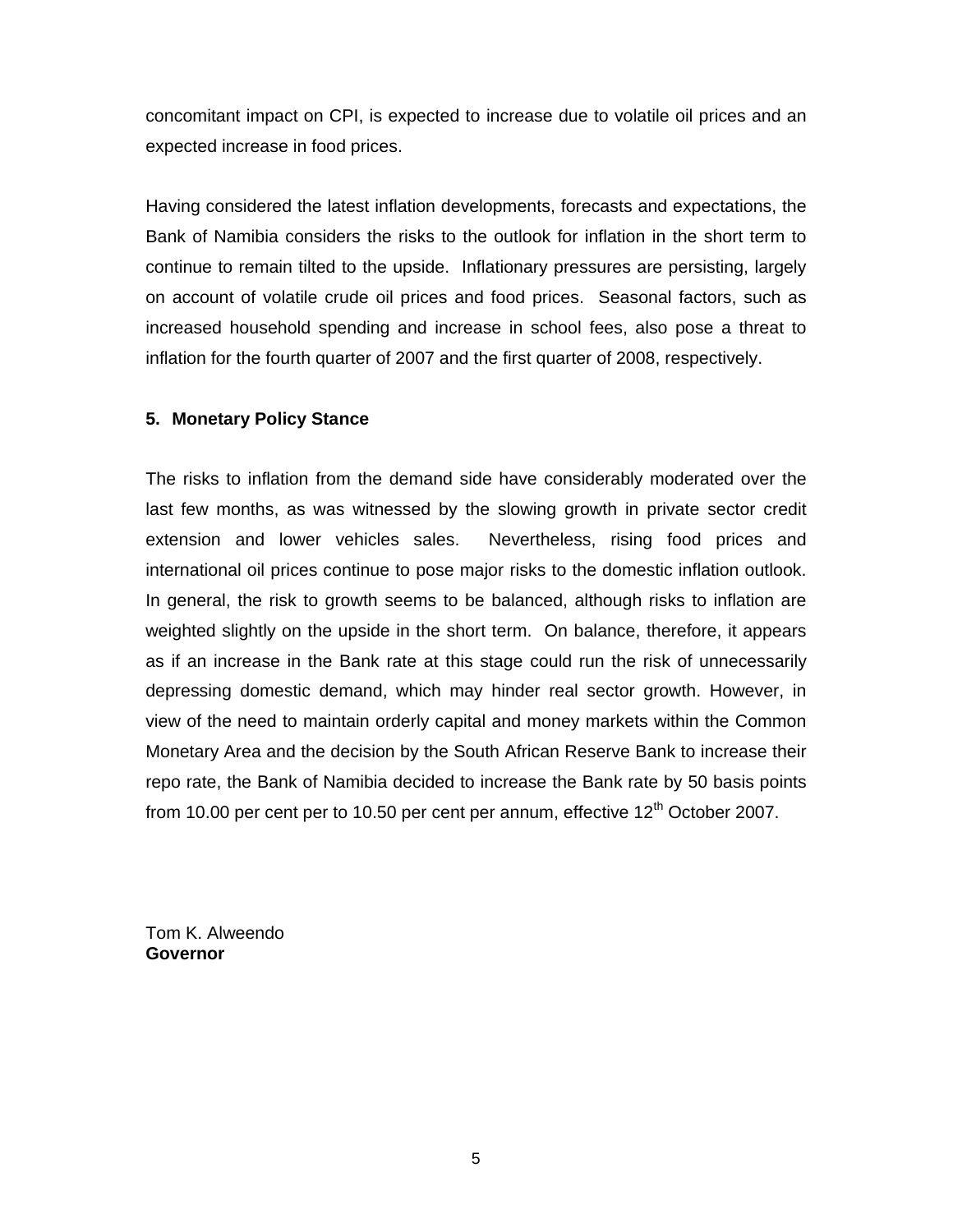concomitant impact on CPI, is expected to increase due to volatile oil prices and an expected increase in food prices.

Having considered the latest inflation developments, forecasts and expectations, the Bank of Namibia considers the risks to the outlook for inflation in the short term to continue to remain tilted to the upside. Inflationary pressures are persisting, largely on account of volatile crude oil prices and food prices. Seasonal factors, such as increased household spending and increase in school fees, also pose a threat to inflation for the fourth quarter of 2007 and the first quarter of 2008, respectively.

## 5. Monetary Policy Stance

The risks to inflation from the demand side have considerably moderated over the last few months, as was witnessed by the slowing growth in private sector credit extension and lower vehicles sales. Nevertheless, rising food prices and international oil prices continue to pose major risks to the domestic inflation outlook. In general, the risk to growth seems to be balanced, although risks to inflation are weighted slightly on the upside in the short term. On balance, therefore, it appears as if an increase in the Bank rate at this stage could run the risk of unnecessarily depressing domestic demand, which may hinder real sector growth. However, in view of the need to maintain orderly capital and money markets within the Common Monetary Area and the decision by the South African Reserve Bank to increase their repo rate, the Bank of Namibia decided to increase the Bank rate by 50 basis points from 10.00 per cent per to 10.50 per cent per annum, effective 12th October 2007.

Tom K. Alweendo
**Governor**